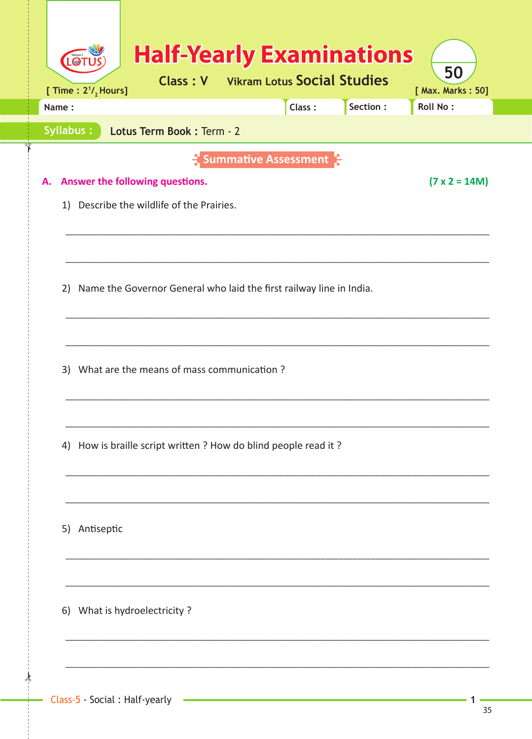# Half-Yearly Examinations

**Class : V** Vikram Lotus **Social Studies**

[ Time : $2^1/_2$ Hours] [ Max. Marks : 50]

50

Name : Class : Section : Roll No :

**Syllabus :** Lotus Term Book : Term - 2

## Summative Assessment

**A. Answer the following questions.** **(7 x 2 = 14M)**

1) Describe the wildlife of the Prairies.

______________________________________________________________________________

______________________________________________________________________________

2) Name the Governor General who laid the first railway line in India.

______________________________________________________________________________

______________________________________________________________________________

3) What are the means of mass communication ?

______________________________________________________________________________

______________________________________________________________________________

4) How is braille script written ? How do blind people read it ?

______________________________________________________________________________

______________________________________________________________________________

5) Antiseptic

______________________________________________________________________________

______________________________________________________________________________

6) What is hydroelectricity ?

______________________________________________________________________________

______________________________________________________________________________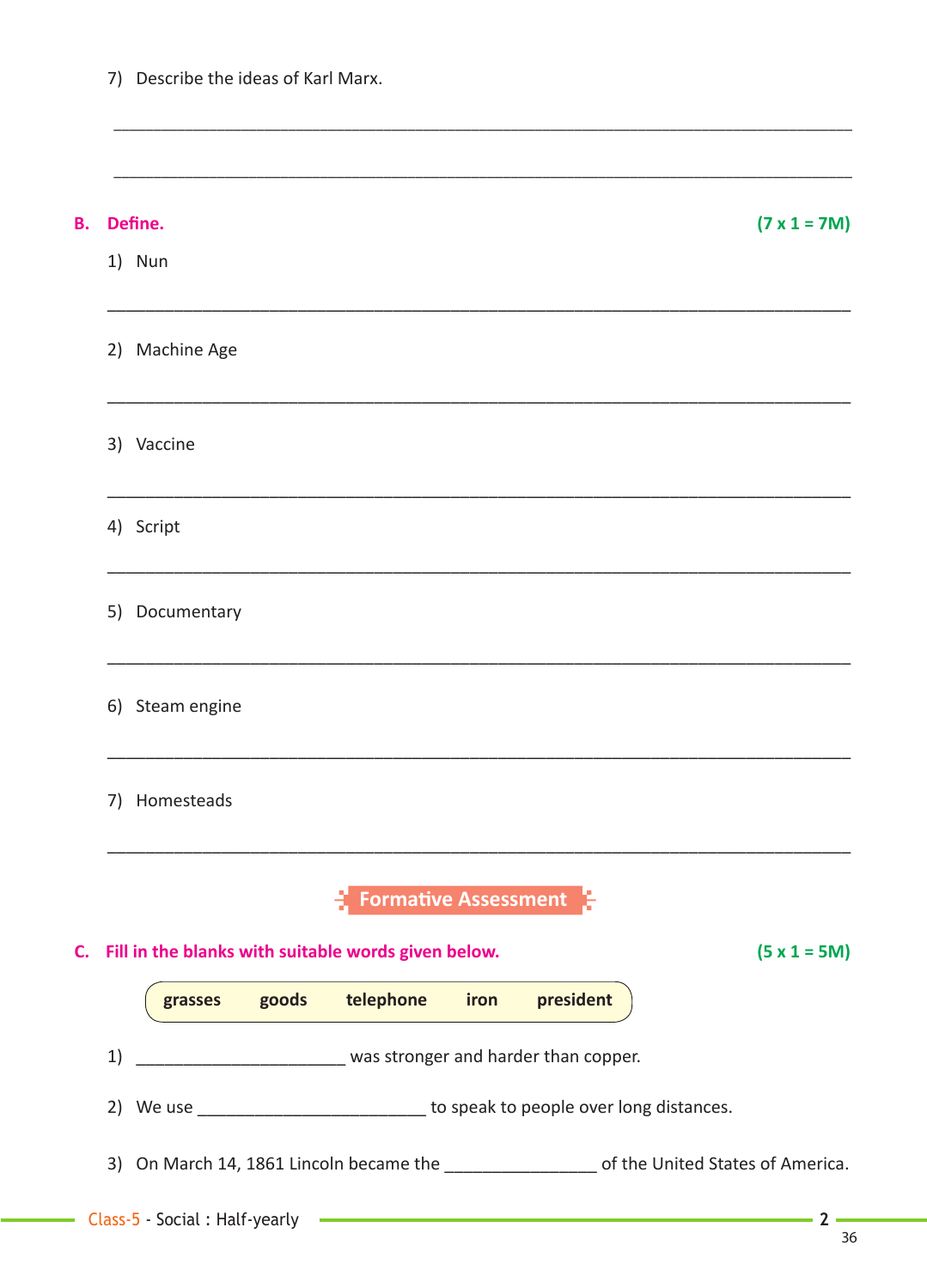7) Describe the ideas of Karl Marx.

_______________________________________________________________________________

_______________________________________________________________________________

**B. Define.** **(7 x 1 = 7M)**

1) Nun

_______________________________________________________________________________

2) Machine Age

_______________________________________________________________________________

3) Vaccine

_______________________________________________________________________________

4) Script

_______________________________________________________________________________

5) Documentary

_______________________________________________________________________________

6) Steam engine

_______________________________________________________________________________

7) Homesteads

_______________________________________________________________________________

## Formative Assessment

**C. Fill in the blanks with suitable words given below.** **(5 x 1 = 5M)**

**grasses goods telephone iron president**

1) ______________________ was stronger and harder than copper.

2) We use ________________________ to speak to people over long distances.

3) On March 14, 1861 Lincoln became the ________________ of the United States of America.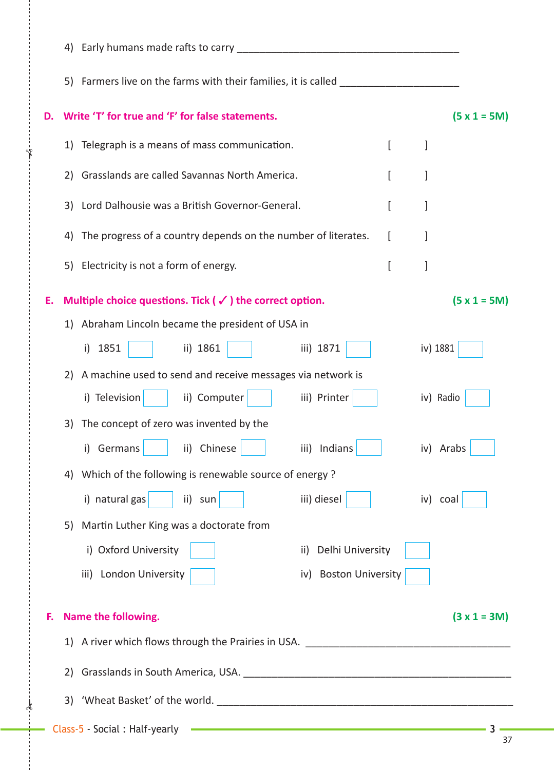4) Early humans made rafts to carry _______________________________________

5) Farmers live on the farms with their families, it is called ____________________

**D. Write 'T' for true and 'F' for false statements.** **(5 x 1 = 5M)**

1) Telegraph is a means of mass communication. [ ]

2) Grasslands are called Savannas North America. [ ]

3) Lord Dalhousie was a British Governor-General. [ ]

4) The progress of a country depends on the number of literates. [ ]

5) Electricity is not a form of energy. [ ]

**E. Multiple choice questions. Tick ( ✓ ) the correct option.** **(5 x 1 = 5M)**

1) Abraham Lincoln became the president of USA in

i) 1851 ☐ ii) 1861 ☐ iii) 1871 ☐ iv) 1881 ☐

2) A machine used to send and receive messages via network is

i) Television ☐ ii) Computer ☐ iii) Printer ☐ iv) Radio ☐

3) The concept of zero was invented by the

i) Germans ☐ ii) Chinese ☐ iii) Indians ☐ iv) Arabs ☐

4) Which of the following is renewable source of energy ?

i) natural gas ☐ ii) sun ☐ iii) diesel ☐ iv) coal ☐

5) Martin Luther King was a doctorate from

i) Oxford University ☐ ii) Delhi University ☐

iii) London University ☐ iv) Boston University ☐

**F. Name the following.** **(3 x 1 = 3M)**

1) A river which flows through the Prairies in USA. ______________________________

2) Grasslands in South America, USA. ________________________________________

3) 'Wheat Basket' of the world. ____________________________________________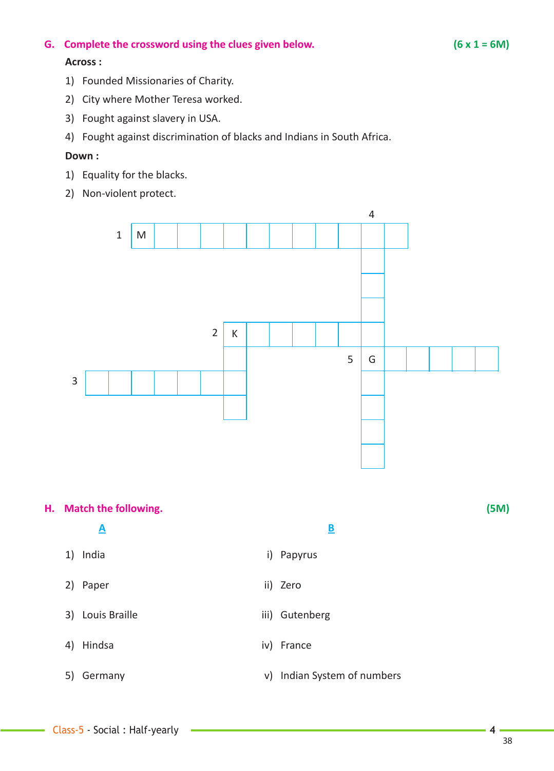## G. Complete the crossword using the clues given below. (6 x 1 = 6M)

**Across :**

1) Founded Missionaries of Charity.
2) City where Mother Teresa worked.
3) Fought against slavery in USA.
4) Fought against discrimination of blacks and Indians in South Africa.

**Down :**

1) Equality for the blacks.
2) Non-violent protect.

1 M

2 K

3

4

5 G

## H. Match the following. (5M)

| A | B |
|---|---|
| 1) India | i) Papyrus |
| 2) Paper | ii) Zero |
| 3) Louis Braille | iii) Gutenberg |
| 4) Hindsa | iv) France |
| 5) Germany | v) Indian System of numbers |